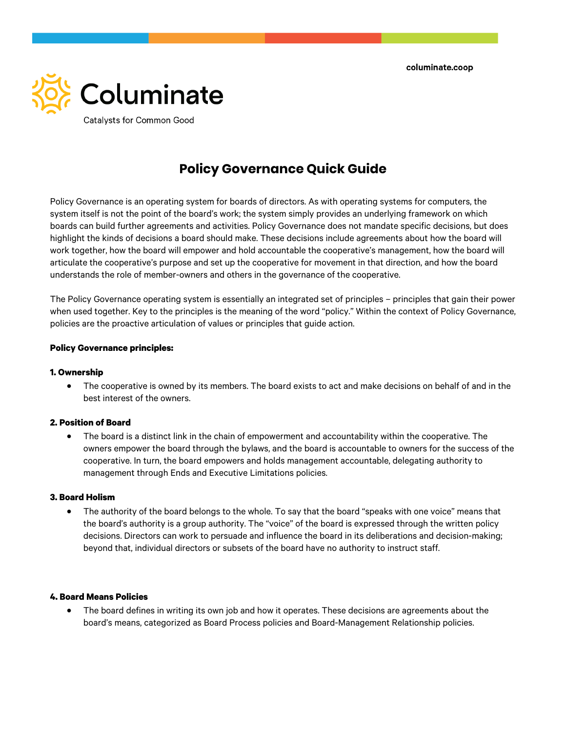columinate.coop

Columinate

Catalysts for Common Good

# Policy Governance Quick Guide

Policy Governance is an operating system for boards of directors. As with operating systems for computers, the system itself is not the point of the board's work; the system simply provides an underlying framework on which boards can build further agreements and activities. Policy Governance does not mandate specific decisions, but does highlight the kinds of decisions a board should make. These decisions include agreements about how the board will work together, how the board will empower and hold accountable the cooperative's management, how the board will articulate the cooperative's purpose and set up the cooperative for movement in that direction, and how the board understands the role of member-owners and others in the governance of the cooperative.

The Policy Governance operating system is essentially an integrated set of principles – principles that gain their power when used together. Key to the principles is the meaning of the word "policy." Within the context of Policy Governance, policies are the proactive articulation of values or principles that guide action.

**Policy Governance principles:**

**1. Ownership**

- The cooperative is owned by its members. The board exists to act and make decisions on behalf of and in the best interest of the owners.

**2. Position of Board**

- The board is a distinct link in the chain of empowerment and accountability within the cooperative. The owners empower the board through the bylaws, and the board is accountable to owners for the success of the cooperative. In turn, the board empowers and holds management accountable, delegating authority to management through Ends and Executive Limitations policies.

**3. Board Holism**

- The authority of the board belongs to the whole. To say that the board "speaks with one voice" means that the board's authority is a group authority. The "voice" of the board is expressed through the written policy decisions. Directors can work to persuade and influence the board in its deliberations and decision-making; beyond that, individual directors or subsets of the board have no authority to instruct staff.

**4. Board Means Policies**

- The board defines in writing its own job and how it operates. These decisions are agreements about the board's means, categorized as Board Process policies and Board-Management Relationship policies.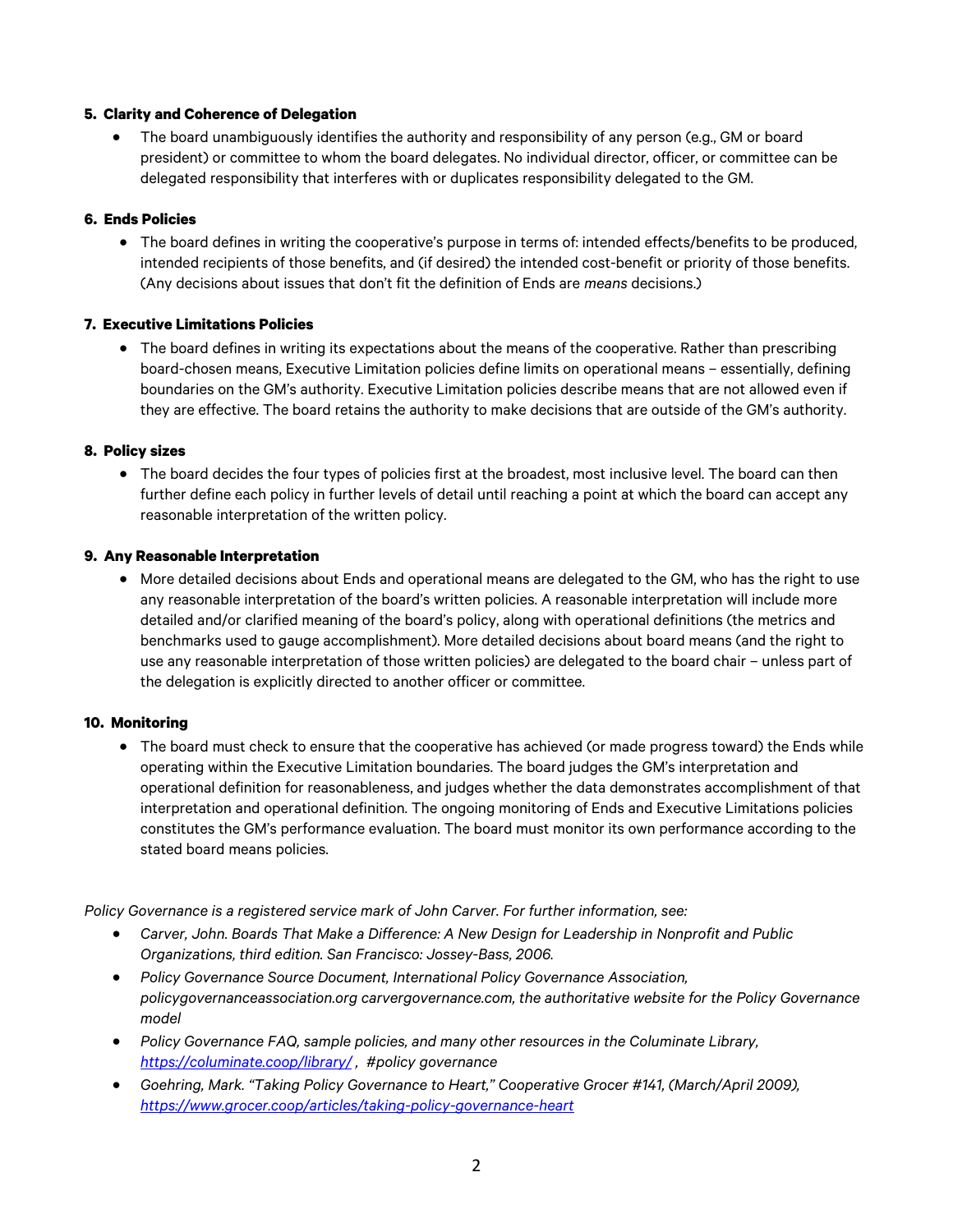**5. Clarity and Coherence of Delegation**

- The board unambiguously identifies the authority and responsibility of any person (e.g., GM or board president) or committee to whom the board delegates. No individual director, officer, or committee can be delegated responsibility that interferes with or duplicates responsibility delegated to the GM.

**6. Ends Policies**

- The board defines in writing the cooperative's purpose in terms of: intended effects/benefits to be produced, intended recipients of those benefits, and (if desired) the intended cost-benefit or priority of those benefits. (Any decisions about issues that don't fit the definition of Ends are *means* decisions.)

**7. Executive Limitations Policies**

- The board defines in writing its expectations about the means of the cooperative. Rather than prescribing board-chosen means, Executive Limitation policies define limits on operational means – essentially, defining boundaries on the GM's authority. Executive Limitation policies describe means that are not allowed even if they are effective. The board retains the authority to make decisions that are outside of the GM's authority.

**8. Policy sizes**

- The board decides the four types of policies first at the broadest, most inclusive level. The board can then further define each policy in further levels of detail until reaching a point at which the board can accept any reasonable interpretation of the written policy.

**9. Any Reasonable Interpretation**

- More detailed decisions about Ends and operational means are delegated to the GM, who has the right to use any reasonable interpretation of the board's written policies. A reasonable interpretation will include more detailed and/or clarified meaning of the board's policy, along with operational definitions (the metrics and benchmarks used to gauge accomplishment). More detailed decisions about board means (and the right to use any reasonable interpretation of those written policies) are delegated to the board chair – unless part of the delegation is explicitly directed to another officer or committee.

**10. Monitoring**

- The board must check to ensure that the cooperative has achieved (or made progress toward) the Ends while operating within the Executive Limitation boundaries. The board judges the GM's interpretation and operational definition for reasonableness, and judges whether the data demonstrates accomplishment of that interpretation and operational definition. The ongoing monitoring of Ends and Executive Limitations policies constitutes the GM's performance evaluation. The board must monitor its own performance according to the stated board means policies.

*Policy Governance is a registered service mark of John Carver. For further information, see:*

- *Carver, John. Boards That Make a Difference: A New Design for Leadership in Nonprofit and Public Organizations, third edition. San Francisco: Jossey-Bass, 2006.*
- *Policy Governance Source Document, International Policy Governance Association, policygovernanceassociation.org carvergovernance.com, the authoritative website for the Policy Governance model*
- *Policy Governance FAQ, sample policies, and many other resources in the Columinate Library, [https://columinate.coop/library/](https://columinate.coop/library/) , #policy governance*
- *Goehring, Mark. "Taking Policy Governance to Heart," Cooperative Grocer #141, (March/April 2009), [https://www.grocer.coop/articles/taking-policy-governance-heart](https://www.grocer.coop/articles/taking-policy-governance-heart)*